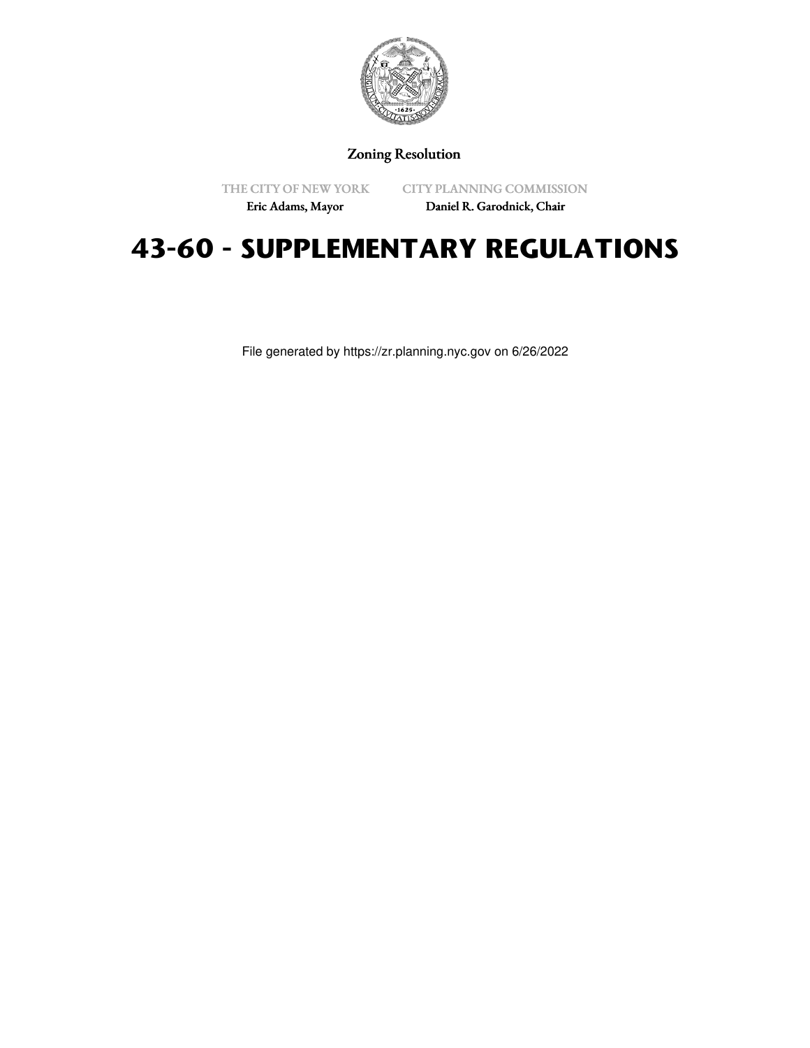Zoning Resolution

THE CITY OF NEW YORK
Eric Adams, Mayor

CITY PLANNING COMMISSION
Daniel R. Garodnick, Chair

# 43-60 - SUPPLEMENTARY REGULATIONS

File generated by https://zr.planning.nyc.gov on 6/26/2022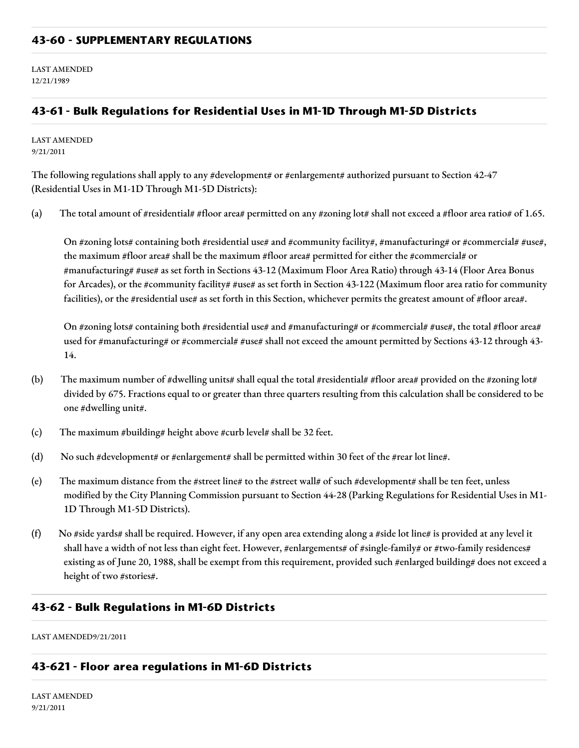## 43-60 - SUPPLEMENTARY REGULATIONS

LAST AMENDED
12/21/1989

### 43-61 - Bulk Regulations for Residential Uses in M1-1D Through M1-5D Districts

LAST AMENDED
9/21/2011

The following regulations shall apply to any #development# or #enlargement# authorized pursuant to Section 42-47 (Residential Uses in M1-1D Through M1-5D Districts):

(a) The total amount of #residential# #floor area# permitted on any #zoning lot# shall not exceed a #floor area ratio# of 1.65.

On #zoning lots# containing both #residential use# and #community facility#, #manufacturing# or #commercial# #use#, the maximum #floor area# shall be the maximum #floor area# permitted for either the #commercial# or #manufacturing# #use# as set forth in Sections 43-12 (Maximum Floor Area Ratio) through 43-14 (Floor Area Bonus for Arcades), or the #community facility# #use# as set forth in Section 43-122 (Maximum floor area ratio for community facilities), or the #residential use# as set forth in this Section, whichever permits the greatest amount of #floor area#.

On #zoning lots# containing both #residential use# and #manufacturing# or #commercial# #use#, the total #floor area# used for #manufacturing# or #commercial# #use# shall not exceed the amount permitted by Sections 43-12 through 43-14.

(b) The maximum number of #dwelling units# shall equal the total #residential# #floor area# provided on the #zoning lot# divided by 675. Fractions equal to or greater than three quarters resulting from this calculation shall be considered to be one #dwelling unit#.

(c) The maximum #building# height above #curb level# shall be 32 feet.

(d) No such #development# or #enlargement# shall be permitted within 30 feet of the #rear lot line#.

(e) The maximum distance from the #street line# to the #street wall# of such #development# shall be ten feet, unless modified by the City Planning Commission pursuant to Section 44-28 (Parking Regulations for Residential Uses in M1-1D Through M1-5D Districts).

(f) No #side yards# shall be required. However, if any open area extending along a #side lot line# is provided at any level it shall have a width of not less than eight feet. However, #enlargements# of #single-family# or #two-family residences# existing as of June 20, 1988, shall be exempt from this requirement, provided such #enlarged building# does not exceed a height of two #stories#.

### 43-62 - Bulk Regulations in M1-6D Districts

LAST AMENDED9/21/2011

### 43-621 - Floor area regulations in M1-6D Districts

LAST AMENDED
9/21/2011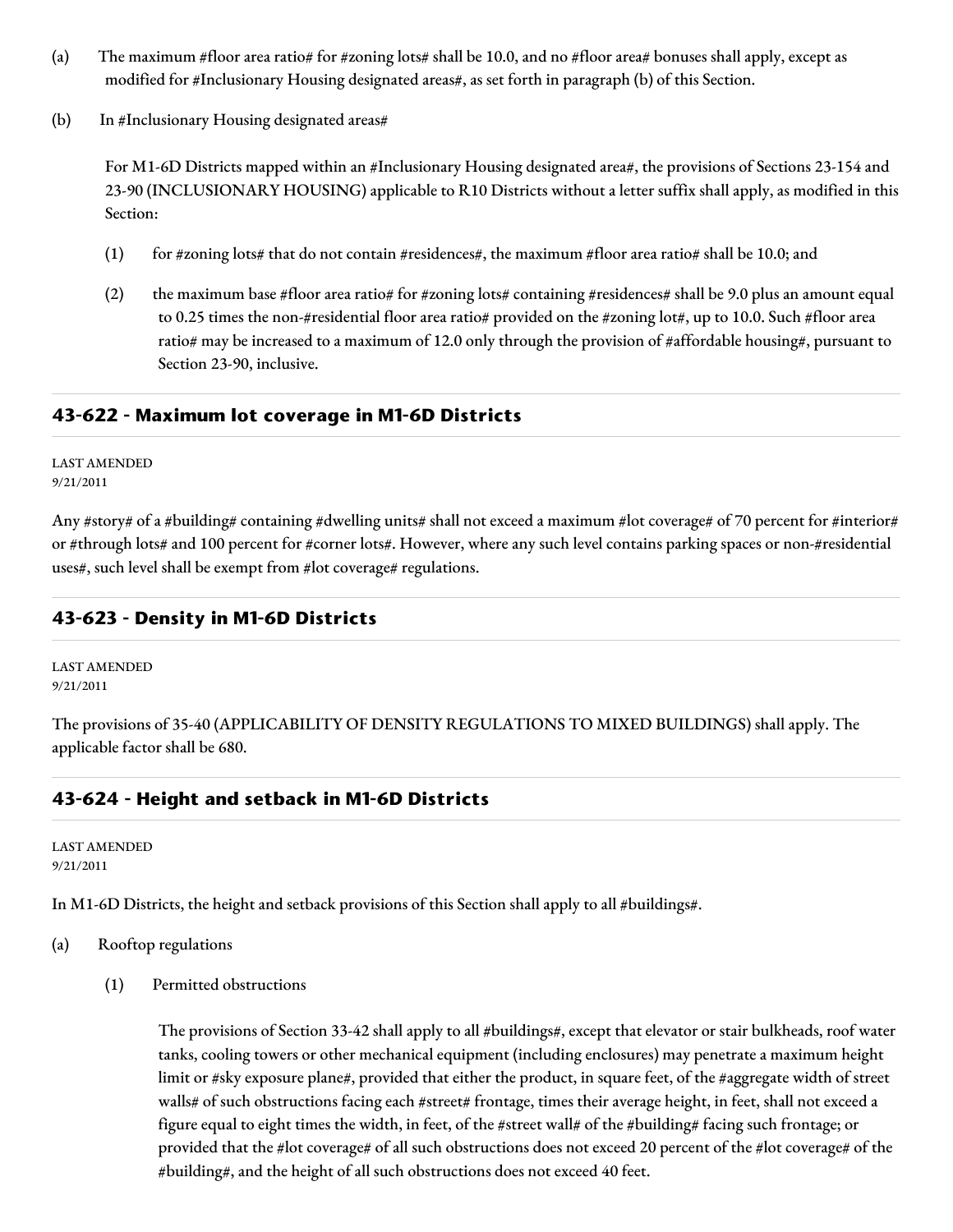(a) The maximum #floor area ratio# for #zoning lots# shall be 10.0, and no #floor area# bonuses shall apply, except as modified for #Inclusionary Housing designated areas#, as set forth in paragraph (b) of this Section.

(b) In #Inclusionary Housing designated areas#

For M1-6D Districts mapped within an #Inclusionary Housing designated area#, the provisions of Sections 23-154 and 23-90 (INCLUSIONARY HOUSING) applicable to R10 Districts without a letter suffix shall apply, as modified in this Section:

(1) for #zoning lots# that do not contain #residences#, the maximum #floor area ratio# shall be 10.0; and

(2) the maximum base #floor area ratio# for #zoning lots# containing #residences# shall be 9.0 plus an amount equal to 0.25 times the non-#residential floor area ratio# provided on the #zoning lot#, up to 10.0. Such #floor area ratio# may be increased to a maximum of 12.0 only through the provision of #affordable housing#, pursuant to Section 23-90, inclusive.

## 43-622 - Maximum lot coverage in M1-6D Districts

LAST AMENDED
9/21/2011

Any #story# of a #building# containing #dwelling units# shall not exceed a maximum #lot coverage# of 70 percent for #interior# or #through lots# and 100 percent for #corner lots#. However, where any such level contains parking spaces or non-#residential uses#, such level shall be exempt from #lot coverage# regulations.

## 43-623 - Density in M1-6D Districts

LAST AMENDED
9/21/2011

The provisions of 35-40 (APPLICABILITY OF DENSITY REGULATIONS TO MIXED BUILDINGS) shall apply. The applicable factor shall be 680.

## 43-624 - Height and setback in M1-6D Districts

LAST AMENDED
9/21/2011

In M1-6D Districts, the height and setback provisions of this Section shall apply to all #buildings#.

(a) Rooftop regulations

(1) Permitted obstructions

The provisions of Section 33-42 shall apply to all #buildings#, except that elevator or stair bulkheads, roof water tanks, cooling towers or other mechanical equipment (including enclosures) may penetrate a maximum height limit or #sky exposure plane#, provided that either the product, in square feet, of the #aggregate width of street walls# of such obstructions facing each #street# frontage, times their average height, in feet, shall not exceed a figure equal to eight times the width, in feet, of the #street wall# of the #building# facing such frontage; or provided that the #lot coverage# of all such obstructions does not exceed 20 percent of the #lot coverage# of the #building#, and the height of all such obstructions does not exceed 40 feet.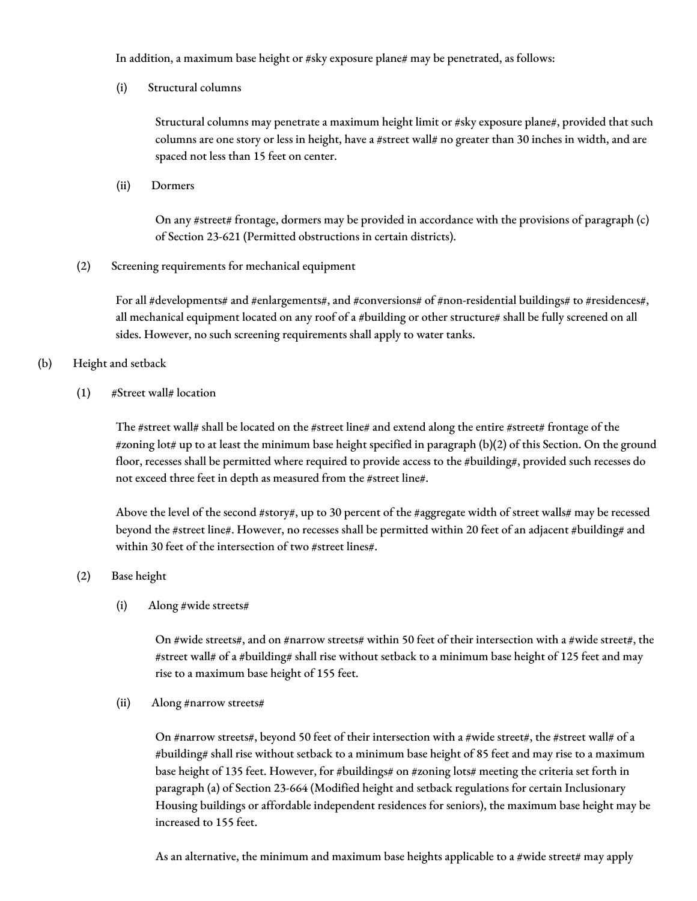In addition, a maximum base height or #sky exposure plane# may be penetrated, as follows:

(i) Structural columns

Structural columns may penetrate a maximum height limit or #sky exposure plane#, provided that such columns are one story or less in height, have a #street wall# no greater than 30 inches in width, and are spaced not less than 15 feet on center.

(ii) Dormers

On any #street# frontage, dormers may be provided in accordance with the provisions of paragraph (c) of Section 23-621 (Permitted obstructions in certain districts).

(2) Screening requirements for mechanical equipment

For all #developments# and #enlargements#, and #conversions# of #non-residential buildings# to #residences#, all mechanical equipment located on any roof of a #building or other structure# shall be fully screened on all sides. However, no such screening requirements shall apply to water tanks.

(b) Height and setback

(1) #Street wall# location

The #street wall# shall be located on the #street line# and extend along the entire #street# frontage of the #zoning lot# up to at least the minimum base height specified in paragraph (b)(2) of this Section. On the ground floor, recesses shall be permitted where required to provide access to the #building#, provided such recesses do not exceed three feet in depth as measured from the #street line#.

Above the level of the second #story#, up to 30 percent of the #aggregate width of street walls# may be recessed beyond the #street line#. However, no recesses shall be permitted within 20 feet of an adjacent #building# and within 30 feet of the intersection of two #street lines#.

(2) Base height

(i) Along #wide streets#

On #wide streets#, and on #narrow streets# within 50 feet of their intersection with a #wide street#, the #street wall# of a #building# shall rise without setback to a minimum base height of 125 feet and may rise to a maximum base height of 155 feet.

(ii) Along #narrow streets#

On #narrow streets#, beyond 50 feet of their intersection with a #wide street#, the #street wall# of a #building# shall rise without setback to a minimum base height of 85 feet and may rise to a maximum base height of 135 feet. However, for #buildings# on #zoning lots# meeting the criteria set forth in paragraph (a) of Section 23-664 (Modified height and setback regulations for certain Inclusionary Housing buildings or affordable independent residences for seniors), the maximum base height may be increased to 155 feet.

As an alternative, the minimum and maximum base heights applicable to a #wide street# may apply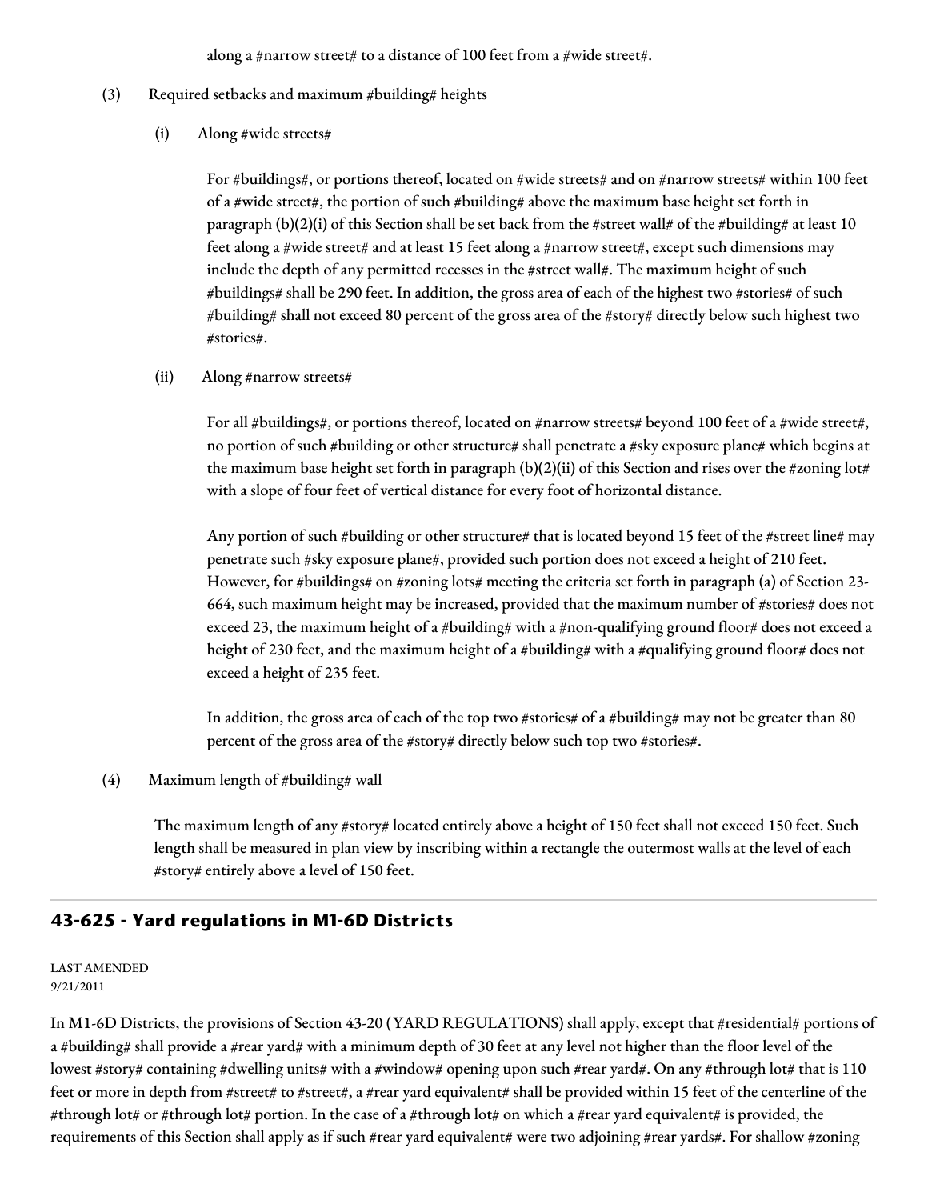along a #narrow street# to a distance of 100 feet from a #wide street#.

(3) Required setbacks and maximum #building# heights

(i) Along #wide streets#

For #buildings#, or portions thereof, located on #wide streets# and on #narrow streets# within 100 feet of a #wide street#, the portion of such #building# above the maximum base height set forth in paragraph (b)(2)(i) of this Section shall be set back from the #street wall# of the #building# at least 10 feet along a #wide street# and at least 15 feet along a #narrow street#, except such dimensions may include the depth of any permitted recesses in the #street wall#. The maximum height of such #buildings# shall be 290 feet. In addition, the gross area of each of the highest two #stories# of such #building# shall not exceed 80 percent of the gross area of the #story# directly below such highest two #stories#.

(ii) Along #narrow streets#

For all #buildings#, or portions thereof, located on #narrow streets# beyond 100 feet of a #wide street#, no portion of such #building or other structure# shall penetrate a #sky exposure plane# which begins at the maximum base height set forth in paragraph (b)(2)(ii) of this Section and rises over the #zoning lot# with a slope of four feet of vertical distance for every foot of horizontal distance.

Any portion of such #building or other structure# that is located beyond 15 feet of the #street line# may penetrate such #sky exposure plane#, provided such portion does not exceed a height of 210 feet. However, for #buildings# on #zoning lots# meeting the criteria set forth in paragraph (a) of Section 23-664, such maximum height may be increased, provided that the maximum number of #stories# does not exceed 23, the maximum height of a #building# with a #non-qualifying ground floor# does not exceed a height of 230 feet, and the maximum height of a #building# with a #qualifying ground floor# does not exceed a height of 235 feet.

In addition, the gross area of each of the top two #stories# of a #building# may not be greater than 80 percent of the gross area of the #story# directly below such top two #stories#.

(4) Maximum length of #building# wall

The maximum length of any #story# located entirely above a height of 150 feet shall not exceed 150 feet. Such length shall be measured in plan view by inscribing within a rectangle the outermost walls at the level of each #story# entirely above a level of 150 feet.

## 43-625 - Yard regulations in M1-6D Districts

LAST AMENDED
9/21/2011

In M1-6D Districts, the provisions of Section 43-20 (YARD REGULATIONS) shall apply, except that #residential# portions of a #building# shall provide a #rear yard# with a minimum depth of 30 feet at any level not higher than the floor level of the lowest #story# containing #dwelling units# with a #window# opening upon such #rear yard#. On any #through lot# that is 110 feet or more in depth from #street# to #street#, a #rear yard equivalent# shall be provided within 15 feet of the centerline of the #through lot# or #through lot# portion. In the case of a #through lot# on which a #rear yard equivalent# is provided, the requirements of this Section shall apply as if such #rear yard equivalent# were two adjoining #rear yards#. For shallow #zoning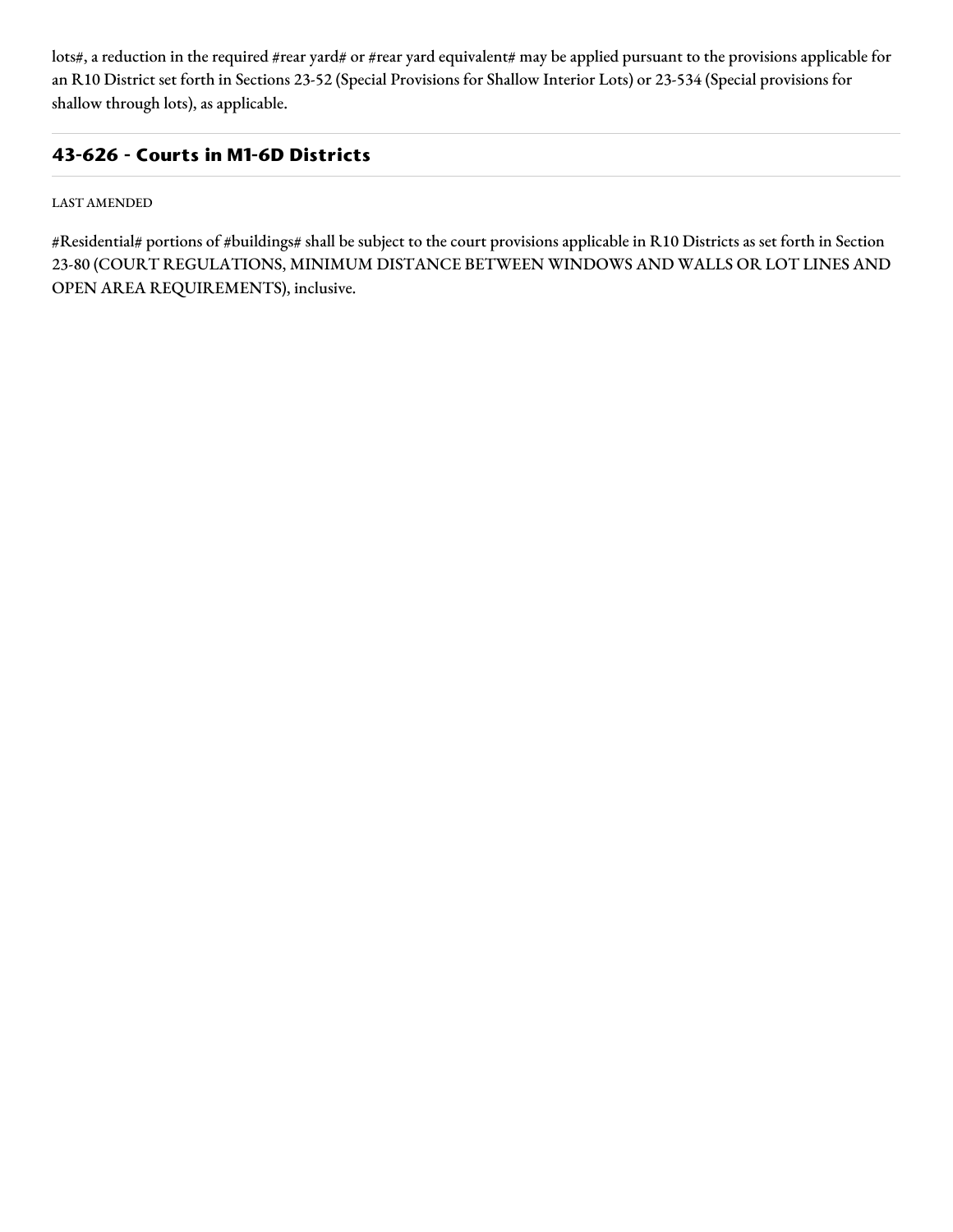lots#, a reduction in the required #rear yard# or #rear yard equivalent# may be applied pursuant to the provisions applicable for an R10 District set forth in Sections 23-52 (Special Provisions for Shallow Interior Lots) or 23-534 (Special provisions for shallow through lots), as applicable.

## 43-626 - Courts in M1-6D Districts

LAST AMENDED

#Residential# portions of #buildings# shall be subject to the court provisions applicable in R10 Districts as set forth in Section 23-80 (COURT REGULATIONS, MINIMUM DISTANCE BETWEEN WINDOWS AND WALLS OR LOT LINES AND OPEN AREA REQUIREMENTS), inclusive.